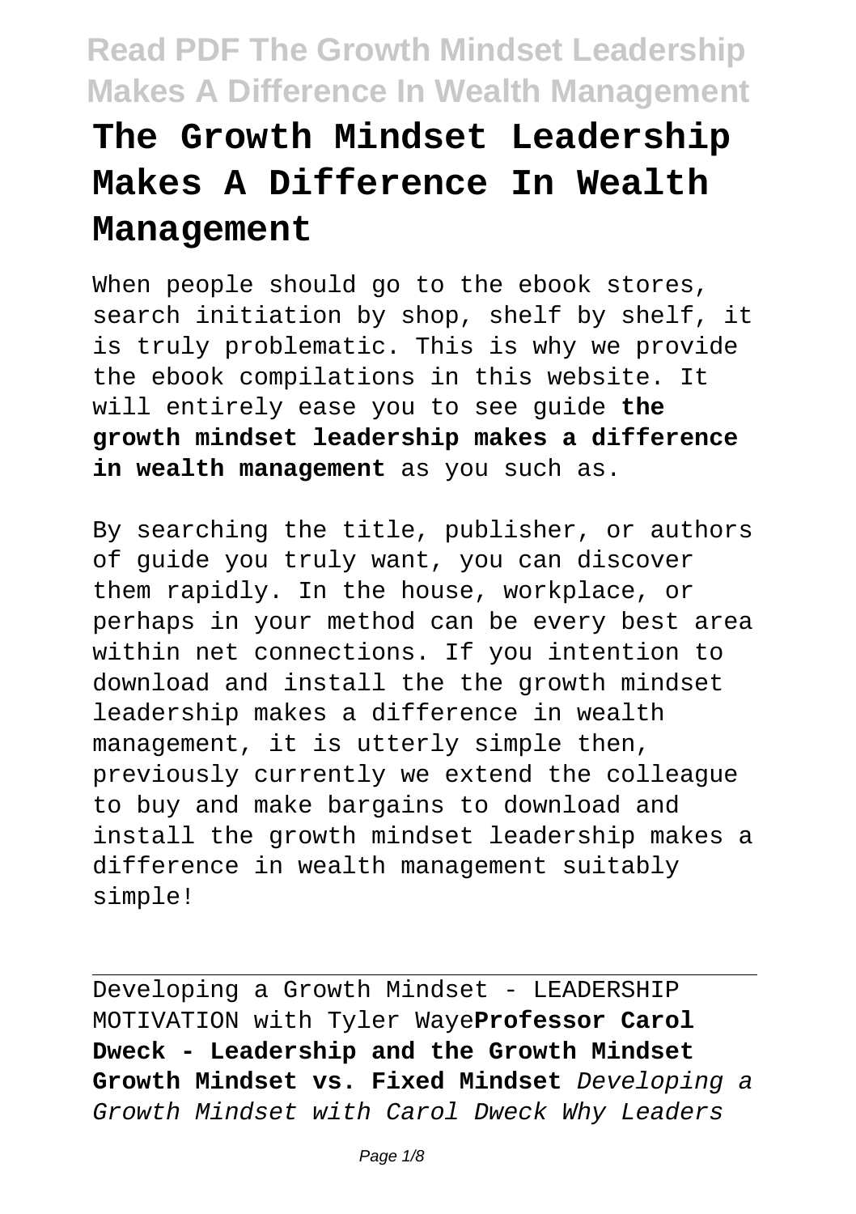# The Growth Mindset Leadership Makes A Difference In Wealth Management

When people should go to the ebook stores, search initiation by shop, shelf by shelf, it is truly problematic. This is why we provide the ebook compilations in this website. It will entirely ease you to see guide **the growth mindset leadership makes a difference in wealth management** as you such as.

By searching the title, publisher, or authors of guide you truly want, you can discover them rapidly. In the house, workplace, or perhaps in your method can be every best area within net connections. If you intention to download and install the the growth mindset leadership makes a difference in wealth management, it is utterly simple then, previously currently we extend the colleague to buy and make bargains to download and install the growth mindset leadership makes a difference in wealth management suitably simple!

Developing a Growth Mindset - LEADERSHIP MOTIVATION with Tyler Waye **Professor Carol Dweck - Leadership and the Growth Mindset Growth Mindset vs. Fixed Mindset** *Developing a Growth Mindset with Carol Dweck Why Leaders*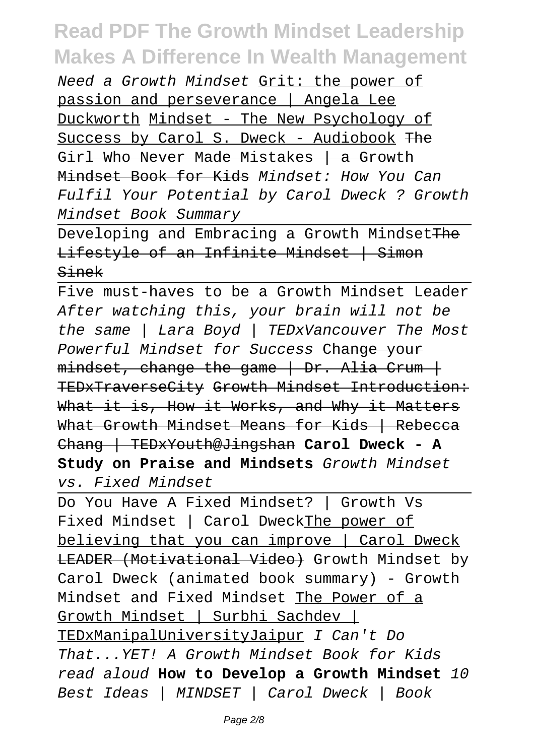Need a Growth Mindset Grit: the power of passion and perseverance | Angela Lee Duckworth Mindset - The New Psychology of Success by Carol S. Dweck - Audiobook The Girl Who Never Made Mistakes | a Growth Mindset Book for Kids *Mindset: How You Can Fulfil Your Potential by Carol Dweck ? Growth Mindset Book Summary*

Developing and Embracing a Growth Mindset The Lifestyle of an Infinite Mindset | Simon Sinek

Five must-haves to be a Growth Mindset Leader *After watching this, your brain will not be the same | Lara Boyd | TEDxVancouver The Most Powerful Mindset for Success* Change your mindset, change the game | Dr. Alia Crum | TEDxTraverseCity Growth Mindset Introduction: What it is, How it Works, and Why it Matters What Growth Mindset Means for Kids | Rebecca Chang | TEDxYouth@Jingshan **Carol Dweck - A Study on Praise and Mindsets** *Growth Mindset vs. Fixed Mindset*

Do You Have A Fixed Mindset? | Growth Vs Fixed Mindset | Carol Dweck The power of believing that you can improve | Carol Dweck LEADER (Motivational Video) Growth Mindset by Carol Dweck (animated book summary) - Growth Mindset and Fixed Mindset The Power of a Growth Mindset | Surbhi Sachdev | TEDxManipalUniversityJaipur *I Can't Do That...YET! A Growth Mindset Book for Kids read aloud* **How to Develop a Growth Mindset** *10 Best Ideas | MINDSET | Carol Dweck | Book*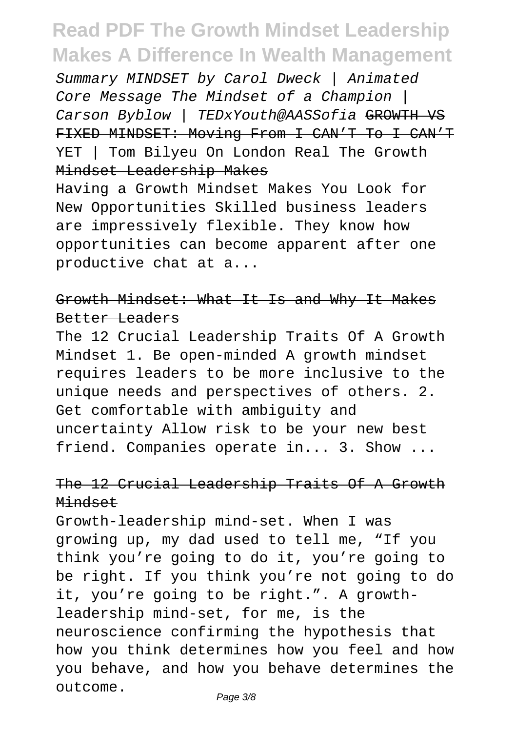Summary MINDSET by Carol Dweck | Animated Core Message The Mindset of a Champion | Carson Byblow | TEDxYouth@AASSofia ~~GROWTH VS FIXED MINDSET: Moving From I CAN'T To I CAN'T YET | Tom Bilyeu On London Real~~ ~~The Growth Mindset Leadership Makes~~

Having a Growth Mindset Makes You Look for New Opportunities Skilled business leaders are impressively flexible. They know how opportunities can become apparent after one productive chat at a...

## ~~Growth Mindset: What It Is and Why It Makes Better Leaders~~

The 12 Crucial Leadership Traits Of A Growth Mindset 1. Be open-minded A growth mindset requires leaders to be more inclusive to the unique needs and perspectives of others. 2. Get comfortable with ambiguity and uncertainty Allow risk to be your new best friend. Companies operate in... 3. Show ...

## ~~The 12 Crucial Leadership Traits Of A Growth Mindset~~

Growth-leadership mind-set. When I was growing up, my dad used to tell me, "If you think you're going to do it, you're going to be right. If you think you're not going to do it, you're going to be right.". A growth-leadership mind-set, for me, is the neuroscience confirming the hypothesis that how you think determines how you feel and how you behave, and how you behave determines the outcome.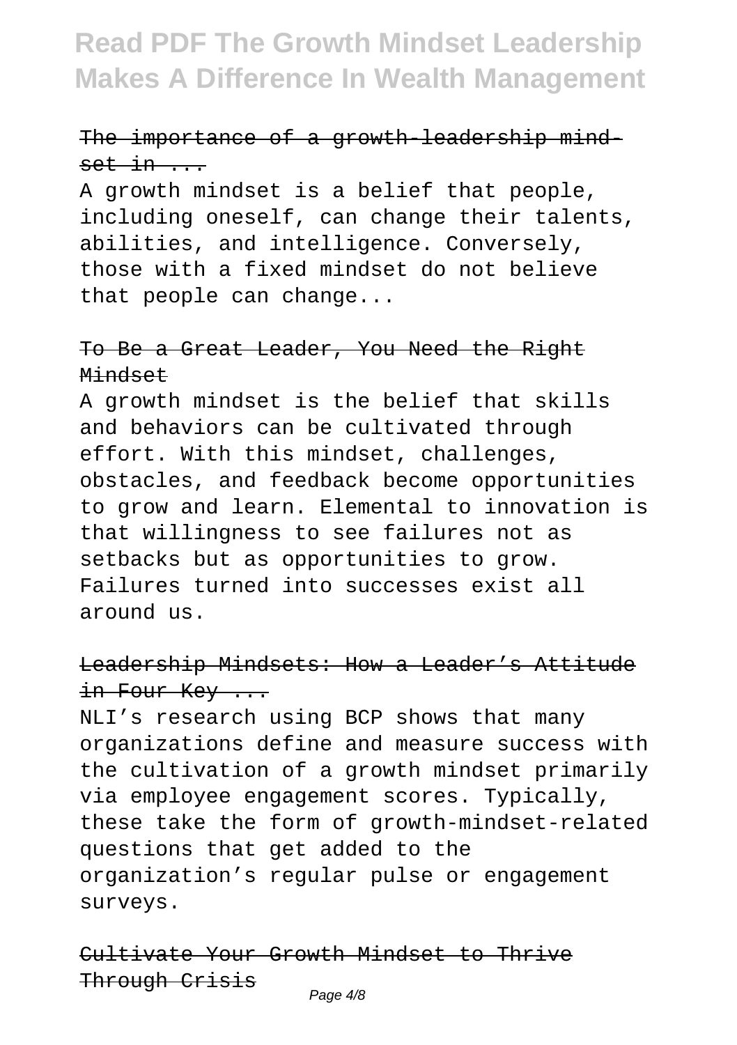The importance of a growth-leadership mind-set in ...

A growth mindset is a belief that people, including oneself, can change their talents, abilities, and intelligence. Conversely, those with a fixed mindset do not believe that people can change...

To Be a Great Leader, You Need the Right Mindset

A growth mindset is the belief that skills and behaviors can be cultivated through effort. With this mindset, challenges, obstacles, and feedback become opportunities to grow and learn. Elemental to innovation is that willingness to see failures not as setbacks but as opportunities to grow. Failures turned into successes exist all around us.

Leadership Mindsets: How a Leader's Attitude in Four Key ...

NLI's research using BCP shows that many organizations define and measure success with the cultivation of a growth mindset primarily via employee engagement scores. Typically, these take the form of growth-mindset-related questions that get added to the organization's regular pulse or engagement surveys.

Cultivate Your Growth Mindset to Thrive Through Crisis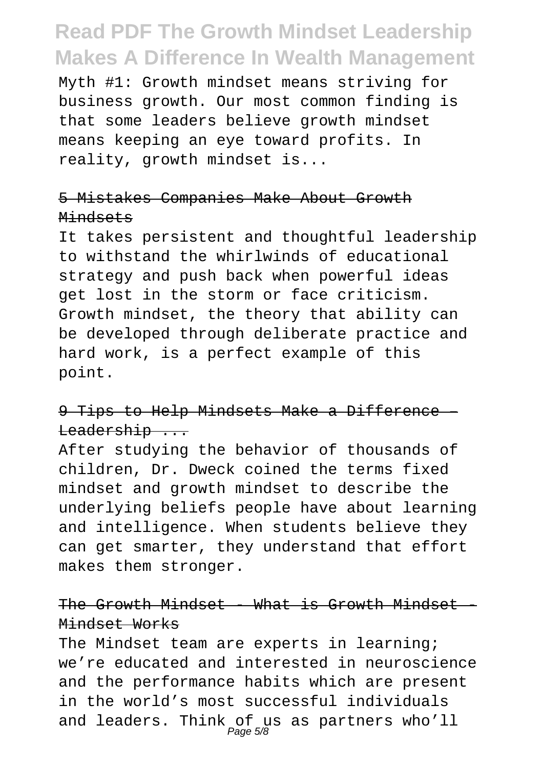Myth #1: Growth mindset means striving for business growth. Our most common finding is that some leaders believe growth mindset means keeping an eye toward profits. In reality, growth mindset is...

## ~~5 Mistakes Companies Make About Growth Mindsets~~

It takes persistent and thoughtful leadership to withstand the whirlwinds of educational strategy and push back when powerful ideas get lost in the storm or face criticism. Growth mindset, the theory that ability can be developed through deliberate practice and hard work, is a perfect example of this point.

## ~~9 Tips to Help Mindsets Make a Difference – Leadership ...~~

After studying the behavior of thousands of children, Dr. Dweck coined the terms fixed mindset and growth mindset to describe the underlying beliefs people have about learning and intelligence. When students believe they can get smarter, they understand that effort makes them stronger.

## ~~The Growth Mindset - What is Growth Mindset - Mindset Works~~

The Mindset team are experts in learning; we're educated and interested in neuroscience and the performance habits which are present in the world's most successful individuals and leaders. Think of us as partners who'll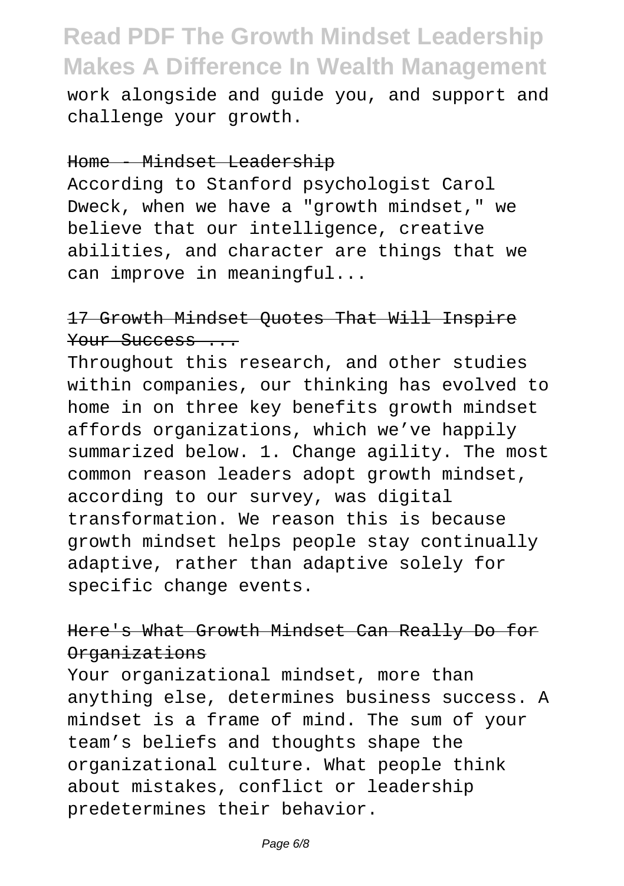work alongside and guide you, and support and challenge your growth.

Home - Mindset Leadership

According to Stanford psychologist Carol Dweck, when we have a "growth mindset," we believe that our intelligence, creative abilities, and character are things that we can improve in meaningful...

17 Growth Mindset Quotes That Will Inspire Your Success ...

Throughout this research, and other studies within companies, our thinking has evolved to home in on three key benefits growth mindset affords organizations, which we've happily summarized below. 1. Change agility. The most common reason leaders adopt growth mindset, according to our survey, was digital transformation. We reason this is because growth mindset helps people stay continually adaptive, rather than adaptive solely for specific change events.

Here's What Growth Mindset Can Really Do for Organizations

Your organizational mindset, more than anything else, determines business success. A mindset is a frame of mind. The sum of your team's beliefs and thoughts shape the organizational culture. What people think about mistakes, conflict or leadership predetermines their behavior.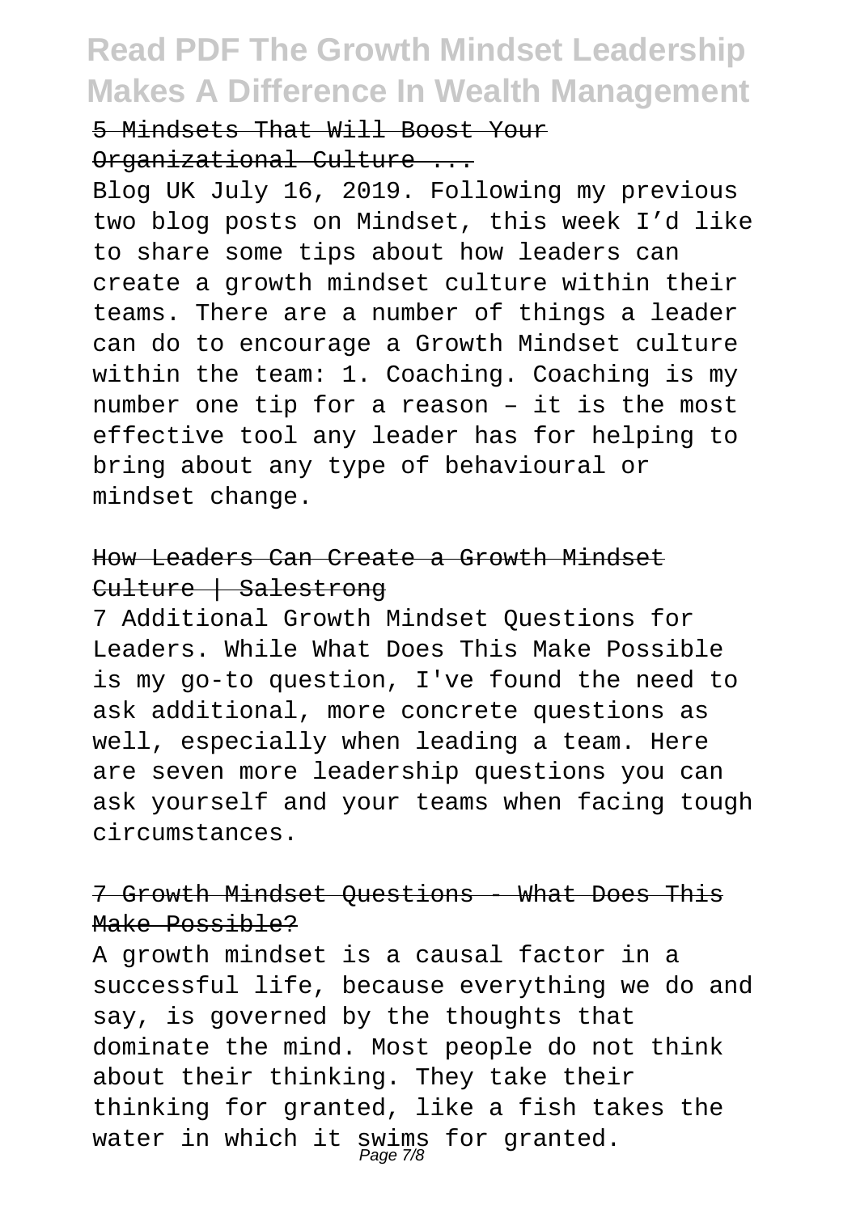5 Mindsets That Will Boost Your Organizational Culture ...

Blog UK July 16, 2019. Following my previous two blog posts on Mindset, this week I'd like to share some tips about how leaders can create a growth mindset culture within their teams. There are a number of things a leader can do to encourage a Growth Mindset culture within the team: 1. Coaching. Coaching is my number one tip for a reason – it is the most effective tool any leader has for helping to bring about any type of behavioural or mindset change.

How Leaders Can Create a Growth Mindset Culture | Salestrong

7 Additional Growth Mindset Questions for Leaders. While What Does This Make Possible is my go-to question, I've found the need to ask additional, more concrete questions as well, especially when leading a team. Here are seven more leadership questions you can ask yourself and your teams when facing tough circumstances.

7 Growth Mindset Questions - What Does This Make Possible?

A growth mindset is a causal factor in a successful life, because everything we do and say, is governed by the thoughts that dominate the mind. Most people do not think about their thinking. They take their thinking for granted, like a fish takes the water in which it swims for granted.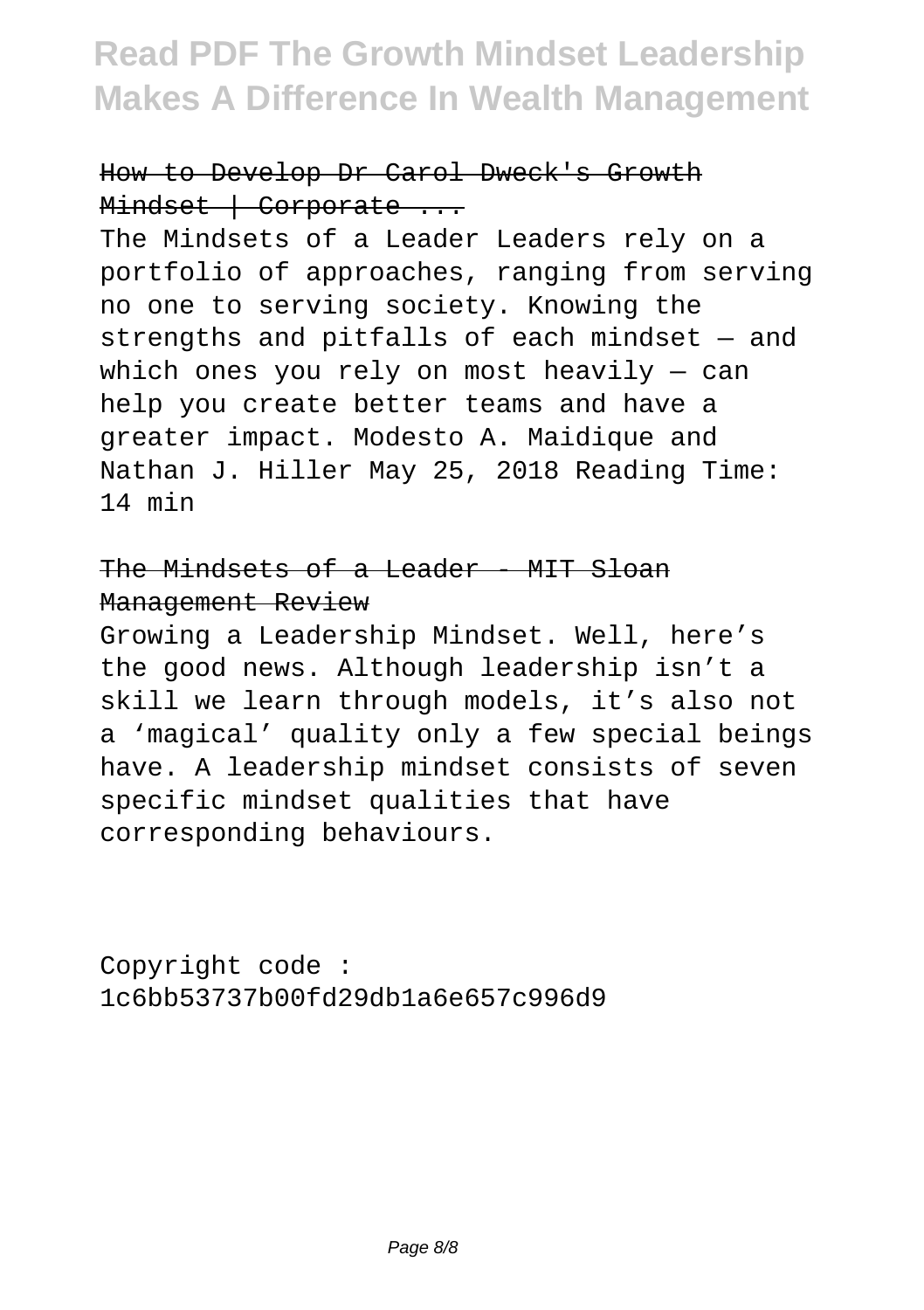How to Develop Dr Carol Dweck's Growth Mindset | Corporate ...

The Mindsets of a Leader Leaders rely on a portfolio of approaches, ranging from serving no one to serving society. Knowing the strengths and pitfalls of each mindset — and which ones you rely on most heavily — can help you create better teams and have a greater impact. Modesto A. Maidique and Nathan J. Hiller May 25, 2018 Reading Time: 14 min

The Mindsets of a Leader - MIT Sloan Management Review

Growing a Leadership Mindset. Well, here's the good news. Although leadership isn't a skill we learn through models, it's also not a 'magical' quality only a few special beings have. A leadership mindset consists of seven specific mindset qualities that have corresponding behaviours.

Copyright code : 1c6bb53737b00fd29db1a6e657c996d9